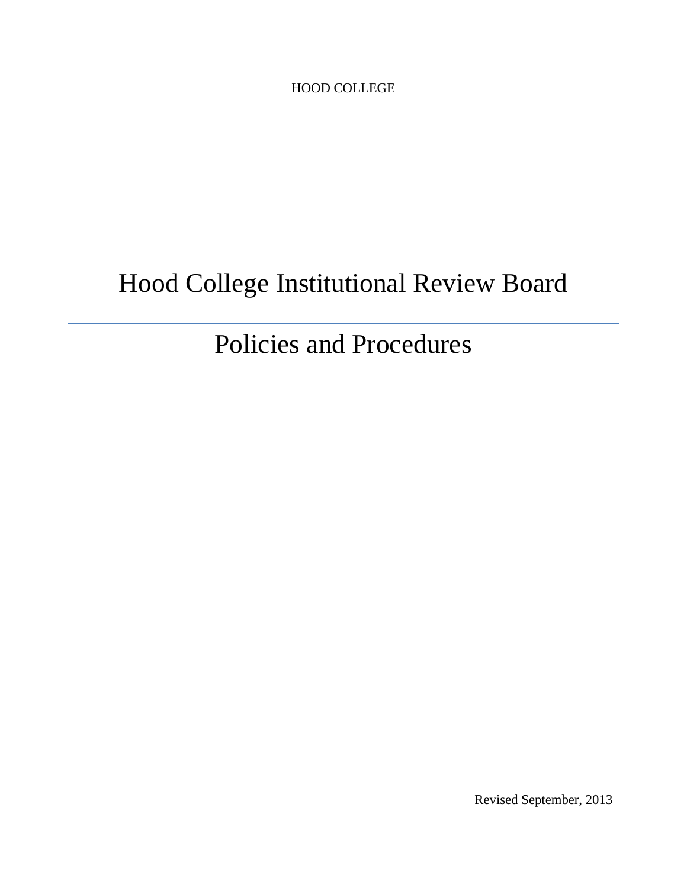HOOD COLLEGE

# Hood College Institutional Review Board

---

# Policies and Procedures

Revised September, 2013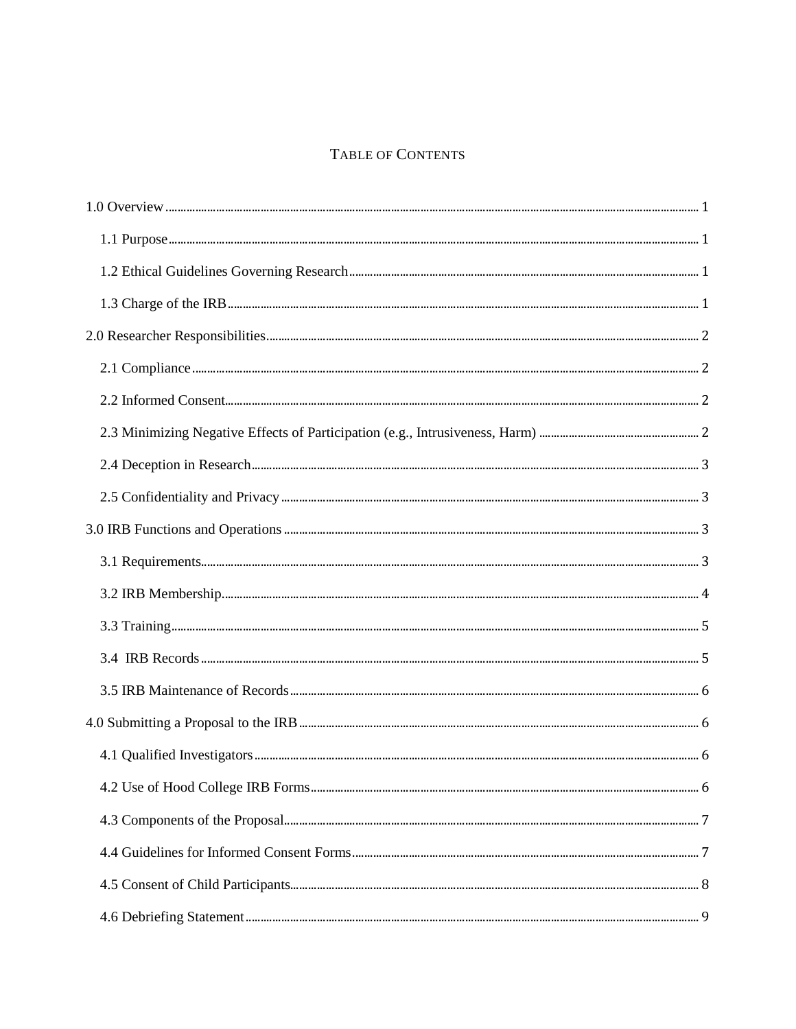# Table of Contents

1.0 Overview ........................................................................ 1

  1.1 Purpose ........................................................................ 1

  1.2 Ethical Guidelines Governing Research ........................................................................ 1

  1.3 Charge of the IRB ........................................................................ 1

2.0 Researcher Responsibilities ........................................................................ 2

  2.1 Compliance ........................................................................ 2

  2.2 Informed Consent ........................................................................ 2

  2.3 Minimizing Negative Effects of Participation (e.g., Intrusiveness, Harm) ........................................................................ 2

  2.4 Deception in Research ........................................................................ 3

  2.5 Confidentiality and Privacy ........................................................................ 3

3.0 IRB Functions and Operations ........................................................................ 3

  3.1 Requirements ........................................................................ 3

  3.2 IRB Membership ........................................................................ 4

  3.3 Training ........................................................................ 5

  3.4 IRB Records ........................................................................ 5

  3.5 IRB Maintenance of Records ........................................................................ 6

4.0 Submitting a Proposal to the IRB ........................................................................ 6

  4.1 Qualified Investigators ........................................................................ 6

  4.2 Use of Hood College IRB Forms ........................................................................ 6

  4.3 Components of the Proposal ........................................................................ 7

  4.4 Guidelines for Informed Consent Forms ........................................................................ 7

  4.5 Consent of Child Participants ........................................................................ 8

  4.6 Debriefing Statement ........................................................................ 9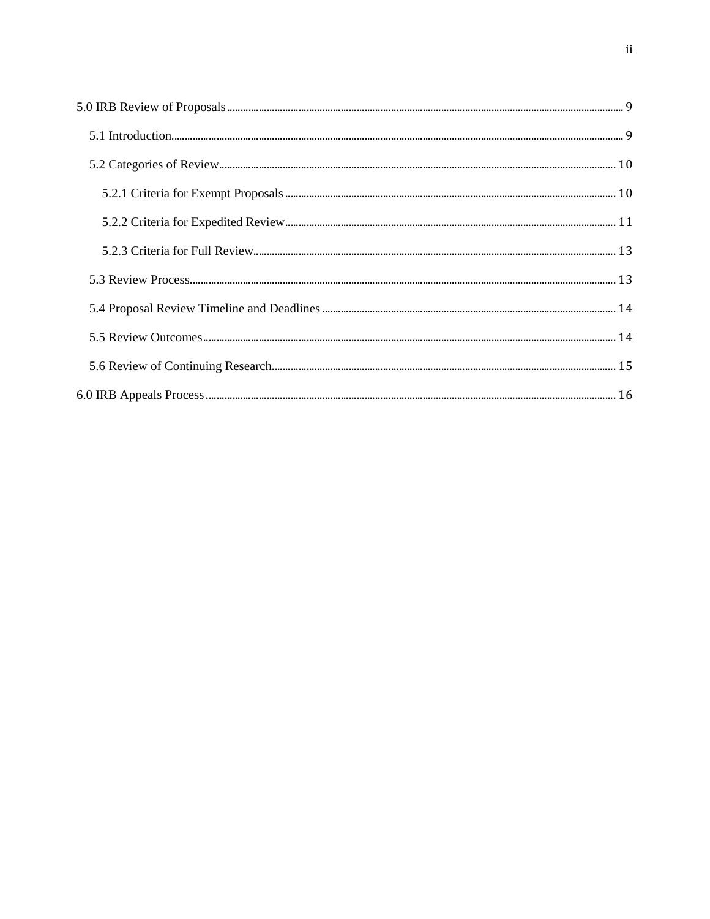5.0 IRB Review of Proposals ........................................................ 9

- 5.1 Introduction ........................................................ 9
- 5.2 Categories of Review ........................................................ 10
  - 5.2.1 Criteria for Exempt Proposals ........................................................ 10
  - 5.2.2 Criteria for Expedited Review ........................................................ 11
  - 5.2.3 Criteria for Full Review ........................................................ 13
- 5.3 Review Process ........................................................ 13
- 5.4 Proposal Review Timeline and Deadlines ........................................................ 14
- 5.5 Review Outcomes ........................................................ 14
- 5.6 Review of Continuing Research ........................................................ 15

6.0 IRB Appeals Process ........................................................ 16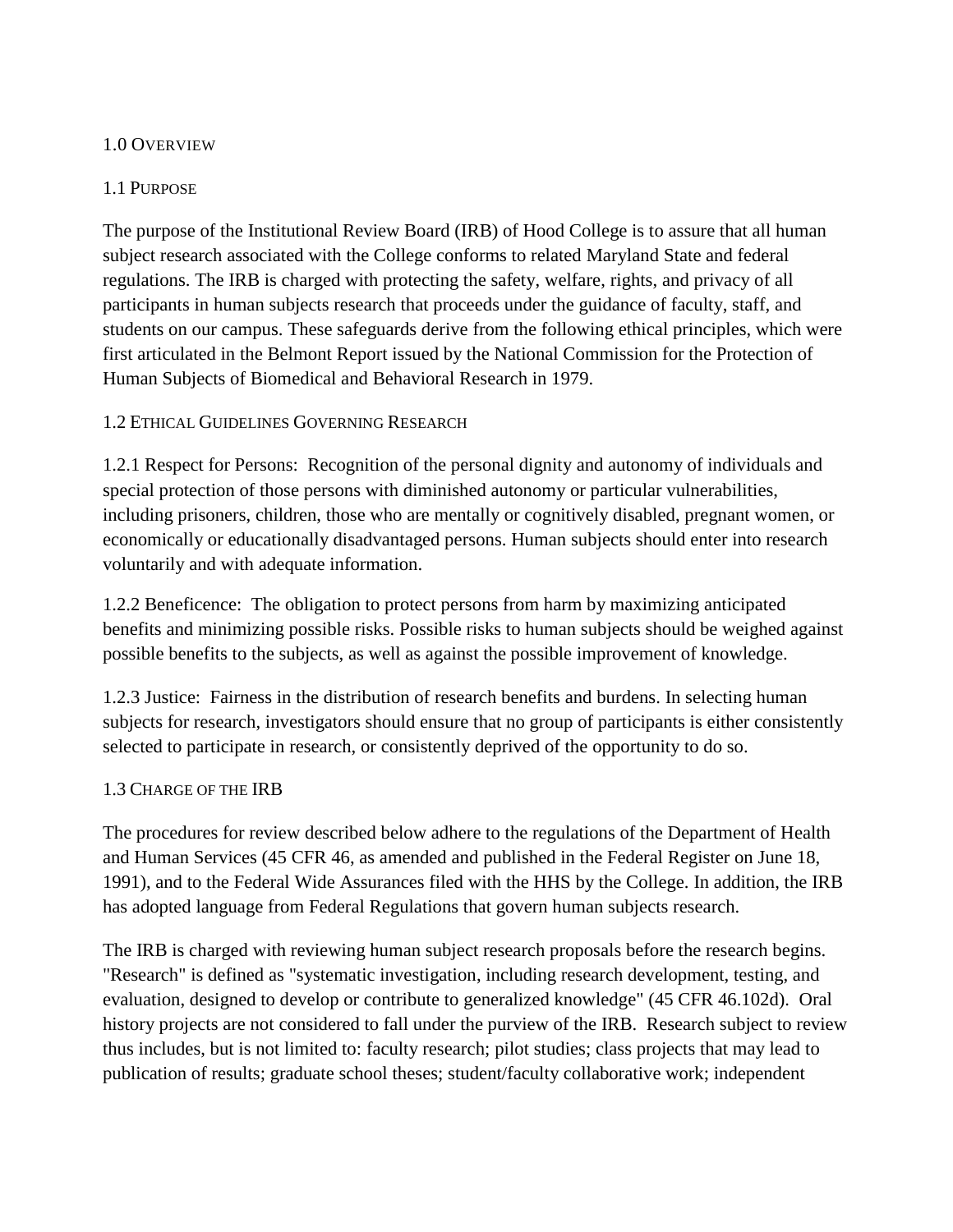## 1.0 Overview

### 1.1 Purpose

The purpose of the Institutional Review Board (IRB) of Hood College is to assure that all human subject research associated with the College conforms to related Maryland State and federal regulations. The IRB is charged with protecting the safety, welfare, rights, and privacy of all participants in human subjects research that proceeds under the guidance of faculty, staff, and students on our campus. These safeguards derive from the following ethical principles, which were first articulated in the Belmont Report issued by the National Commission for the Protection of Human Subjects of Biomedical and Behavioral Research in 1979.

### 1.2 Ethical Guidelines Governing Research

1.2.1 Respect for Persons: Recognition of the personal dignity and autonomy of individuals and special protection of those persons with diminished autonomy or particular vulnerabilities, including prisoners, children, those who are mentally or cognitively disabled, pregnant women, or economically or educationally disadvantaged persons. Human subjects should enter into research voluntarily and with adequate information.

1.2.2 Beneficence: The obligation to protect persons from harm by maximizing anticipated benefits and minimizing possible risks. Possible risks to human subjects should be weighed against possible benefits to the subjects, as well as against the possible improvement of knowledge.

1.2.3 Justice: Fairness in the distribution of research benefits and burdens. In selecting human subjects for research, investigators should ensure that no group of participants is either consistently selected to participate in research, or consistently deprived of the opportunity to do so.

### 1.3 Charge of the IRB

The procedures for review described below adhere to the regulations of the Department of Health and Human Services (45 CFR 46, as amended and published in the Federal Register on June 18, 1991), and to the Federal Wide Assurances filed with the HHS by the College. In addition, the IRB has adopted language from Federal Regulations that govern human subjects research.

The IRB is charged with reviewing human subject research proposals before the research begins. "Research" is defined as "systematic investigation, including research development, testing, and evaluation, designed to develop or contribute to generalized knowledge" (45 CFR 46.102d). Oral history projects are not considered to fall under the purview of the IRB. Research subject to review thus includes, but is not limited to: faculty research; pilot studies; class projects that may lead to publication of results; graduate school theses; student/faculty collaborative work; independent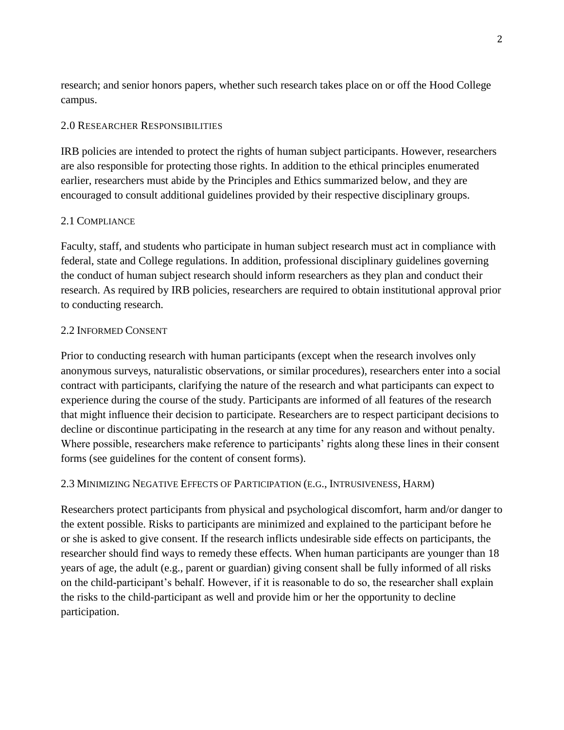research; and senior honors papers, whether such research takes place on or off the Hood College campus.

## 2.0 Researcher Responsibilities

IRB policies are intended to protect the rights of human subject participants. However, researchers are also responsible for protecting those rights. In addition to the ethical principles enumerated earlier, researchers must abide by the Principles and Ethics summarized below, and they are encouraged to consult additional guidelines provided by their respective disciplinary groups.

### 2.1 Compliance

Faculty, staff, and students who participate in human subject research must act in compliance with federal, state and College regulations. In addition, professional disciplinary guidelines governing the conduct of human subject research should inform researchers as they plan and conduct their research. As required by IRB policies, researchers are required to obtain institutional approval prior to conducting research.

### 2.2 Informed Consent

Prior to conducting research with human participants (except when the research involves only anonymous surveys, naturalistic observations, or similar procedures), researchers enter into a social contract with participants, clarifying the nature of the research and what participants can expect to experience during the course of the study. Participants are informed of all features of the research that might influence their decision to participate. Researchers are to respect participant decisions to decline or discontinue participating in the research at any time for any reason and without penalty. Where possible, researchers make reference to participants' rights along these lines in their consent forms (see guidelines for the content of consent forms).

### 2.3 Minimizing Negative Effects of Participation (e.g., Intrusiveness, Harm)

Researchers protect participants from physical and psychological discomfort, harm and/or danger to the extent possible. Risks to participants are minimized and explained to the participant before he or she is asked to give consent. If the research inflicts undesirable side effects on participants, the researcher should find ways to remedy these effects. When human participants are younger than 18 years of age, the adult (e.g., parent or guardian) giving consent shall be fully informed of all risks on the child-participant's behalf. However, if it is reasonable to do so, the researcher shall explain the risks to the child-participant as well and provide him or her the opportunity to decline participation.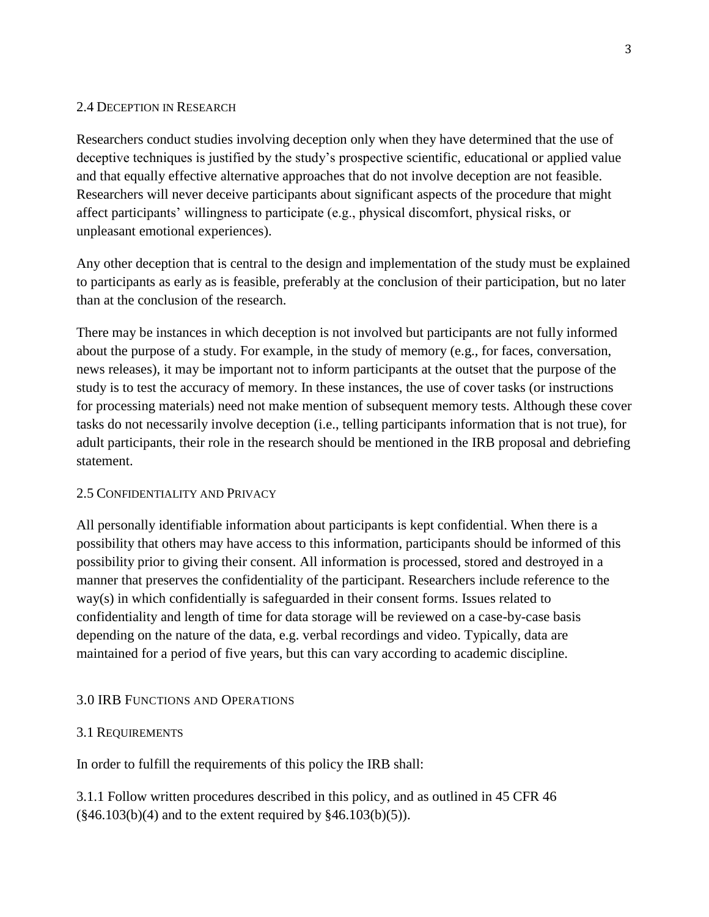### 2.4 Deception in Research

Researchers conduct studies involving deception only when they have determined that the use of deceptive techniques is justified by the study's prospective scientific, educational or applied value and that equally effective alternative approaches that do not involve deception are not feasible. Researchers will never deceive participants about significant aspects of the procedure that might affect participants' willingness to participate (e.g., physical discomfort, physical risks, or unpleasant emotional experiences).

Any other deception that is central to the design and implementation of the study must be explained to participants as early as is feasible, preferably at the conclusion of their participation, but no later than at the conclusion of the research.

There may be instances in which deception is not involved but participants are not fully informed about the purpose of a study. For example, in the study of memory (e.g., for faces, conversation, news releases), it may be important not to inform participants at the outset that the purpose of the study is to test the accuracy of memory. In these instances, the use of cover tasks (or instructions for processing materials) need not make mention of subsequent memory tests. Although these cover tasks do not necessarily involve deception (i.e., telling participants information that is not true), for adult participants, their role in the research should be mentioned in the IRB proposal and debriefing statement.

### 2.5 Confidentiality and Privacy

All personally identifiable information about participants is kept confidential. When there is a possibility that others may have access to this information, participants should be informed of this possibility prior to giving their consent. All information is processed, stored and destroyed in a manner that preserves the confidentiality of the participant. Researchers include reference to the way(s) in which confidentially is safeguarded in their consent forms. Issues related to confidentiality and length of time for data storage will be reviewed on a case-by-case basis depending on the nature of the data, e.g. verbal recordings and video. Typically, data are maintained for a period of five years, but this can vary according to academic discipline.

## 3.0 IRB Functions and Operations

### 3.1 Requirements

In order to fulfill the requirements of this policy the IRB shall:

3.1.1 Follow written procedures described in this policy, and as outlined in 45 CFR 46 (§46.103(b)(4) and to the extent required by §46.103(b)(5)).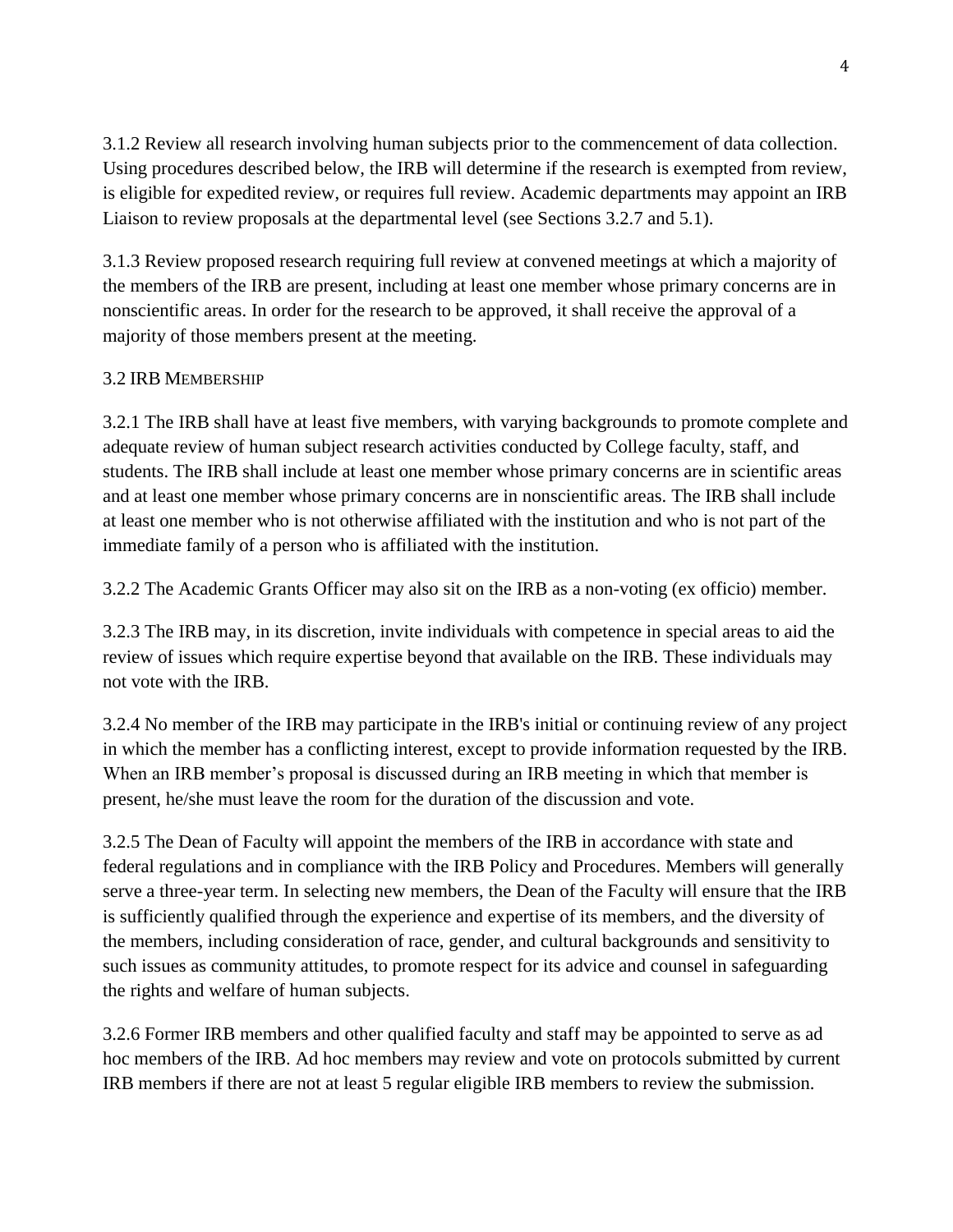3.1.2 Review all research involving human subjects prior to the commencement of data collection. Using procedures described below, the IRB will determine if the research is exempted from review, is eligible for expedited review, or requires full review. Academic departments may appoint an IRB Liaison to review proposals at the departmental level (see Sections 3.2.7 and 5.1).

3.1.3 Review proposed research requiring full review at convened meetings at which a majority of the members of the IRB are present, including at least one member whose primary concerns are in nonscientific areas. In order for the research to be approved, it shall receive the approval of a majority of those members present at the meeting.

### 3.2 IRB MEMBERSHIP

3.2.1 The IRB shall have at least five members, with varying backgrounds to promote complete and adequate review of human subject research activities conducted by College faculty, staff, and students. The IRB shall include at least one member whose primary concerns are in scientific areas and at least one member whose primary concerns are in nonscientific areas. The IRB shall include at least one member who is not otherwise affiliated with the institution and who is not part of the immediate family of a person who is affiliated with the institution.

3.2.2 The Academic Grants Officer may also sit on the IRB as a non-voting (ex officio) member.

3.2.3 The IRB may, in its discretion, invite individuals with competence in special areas to aid the review of issues which require expertise beyond that available on the IRB. These individuals may not vote with the IRB.

3.2.4 No member of the IRB may participate in the IRB's initial or continuing review of any project in which the member has a conflicting interest, except to provide information requested by the IRB. When an IRB member's proposal is discussed during an IRB meeting in which that member is present, he/she must leave the room for the duration of the discussion and vote.

3.2.5 The Dean of Faculty will appoint the members of the IRB in accordance with state and federal regulations and in compliance with the IRB Policy and Procedures. Members will generally serve a three-year term. In selecting new members, the Dean of the Faculty will ensure that the IRB is sufficiently qualified through the experience and expertise of its members, and the diversity of the members, including consideration of race, gender, and cultural backgrounds and sensitivity to such issues as community attitudes, to promote respect for its advice and counsel in safeguarding the rights and welfare of human subjects.

3.2.6 Former IRB members and other qualified faculty and staff may be appointed to serve as ad hoc members of the IRB. Ad hoc members may review and vote on protocols submitted by current IRB members if there are not at least 5 regular eligible IRB members to review the submission.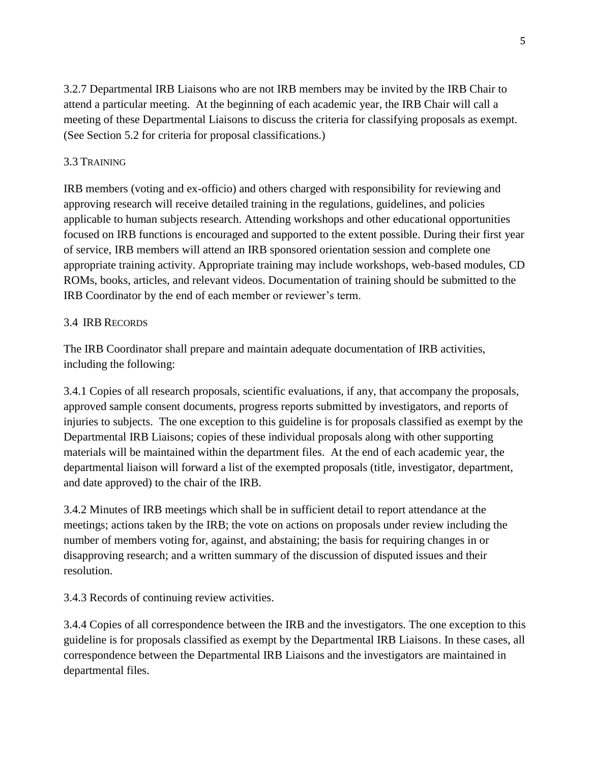3.2.7 Departmental IRB Liaisons who are not IRB members may be invited by the IRB Chair to attend a particular meeting. At the beginning of each academic year, the IRB Chair will call a meeting of these Departmental Liaisons to discuss the criteria for classifying proposals as exempt. (See Section 5.2 for criteria for proposal classifications.)

### 3.3 TRAINING

IRB members (voting and ex-officio) and others charged with responsibility for reviewing and approving research will receive detailed training in the regulations, guidelines, and policies applicable to human subjects research. Attending workshops and other educational opportunities focused on IRB functions is encouraged and supported to the extent possible. During their first year of service, IRB members will attend an IRB sponsored orientation session and complete one appropriate training activity. Appropriate training may include workshops, web-based modules, CD ROMs, books, articles, and relevant videos. Documentation of training should be submitted to the IRB Coordinator by the end of each member or reviewer's term.

### 3.4 IRB RECORDS

The IRB Coordinator shall prepare and maintain adequate documentation of IRB activities, including the following:

3.4.1 Copies of all research proposals, scientific evaluations, if any, that accompany the proposals, approved sample consent documents, progress reports submitted by investigators, and reports of injuries to subjects. The one exception to this guideline is for proposals classified as exempt by the Departmental IRB Liaisons; copies of these individual proposals along with other supporting materials will be maintained within the department files. At the end of each academic year, the departmental liaison will forward a list of the exempted proposals (title, investigator, department, and date approved) to the chair of the IRB.

3.4.2 Minutes of IRB meetings which shall be in sufficient detail to report attendance at the meetings; actions taken by the IRB; the vote on actions on proposals under review including the number of members voting for, against, and abstaining; the basis for requiring changes in or disapproving research; and a written summary of the discussion of disputed issues and their resolution.

3.4.3 Records of continuing review activities.

3.4.4 Copies of all correspondence between the IRB and the investigators. The one exception to this guideline is for proposals classified as exempt by the Departmental IRB Liaisons. In these cases, all correspondence between the Departmental IRB Liaisons and the investigators are maintained in departmental files.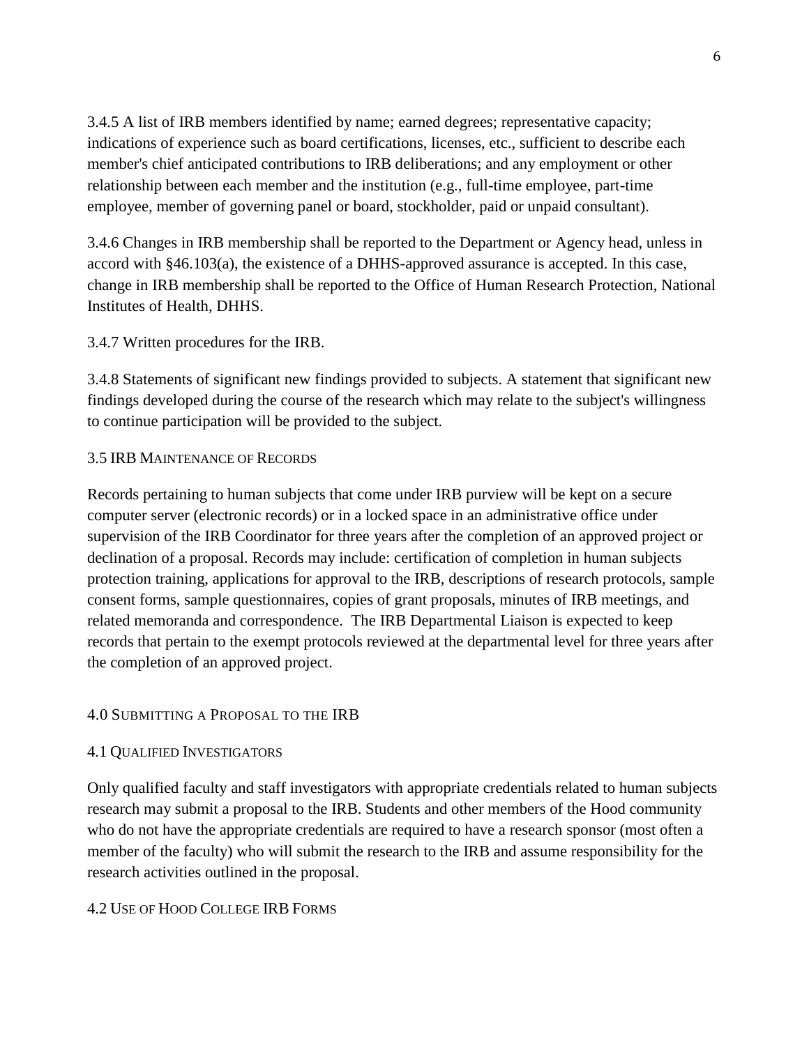3.4.5 A list of IRB members identified by name; earned degrees; representative capacity; indications of experience such as board certifications, licenses, etc., sufficient to describe each member's chief anticipated contributions to IRB deliberations; and any employment or other relationship between each member and the institution (e.g., full-time employee, part-time employee, member of governing panel or board, stockholder, paid or unpaid consultant).

3.4.6 Changes in IRB membership shall be reported to the Department or Agency head, unless in accord with §46.103(a), the existence of a DHHS-approved assurance is accepted. In this case, change in IRB membership shall be reported to the Office of Human Research Protection, National Institutes of Health, DHHS.

3.4.7 Written procedures for the IRB.

3.4.8 Statements of significant new findings provided to subjects. A statement that significant new findings developed during the course of the research which may relate to the subject's willingness to continue participation will be provided to the subject.

### 3.5 IRB Maintenance of Records

Records pertaining to human subjects that come under IRB purview will be kept on a secure computer server (electronic records) or in a locked space in an administrative office under supervision of the IRB Coordinator for three years after the completion of an approved project or declination of a proposal. Records may include: certification of completion in human subjects protection training, applications for approval to the IRB, descriptions of research protocols, sample consent forms, sample questionnaires, copies of grant proposals, minutes of IRB meetings, and related memoranda and correspondence. The IRB Departmental Liaison is expected to keep records that pertain to the exempt protocols reviewed at the departmental level for three years after the completion of an approved project.

## 4.0 Submitting a Proposal to the IRB

### 4.1 Qualified Investigators

Only qualified faculty and staff investigators with appropriate credentials related to human subjects research may submit a proposal to the IRB. Students and other members of the Hood community who do not have the appropriate credentials are required to have a research sponsor (most often a member of the faculty) who will submit the research to the IRB and assume responsibility for the research activities outlined in the proposal.

### 4.2 Use of Hood College IRB Forms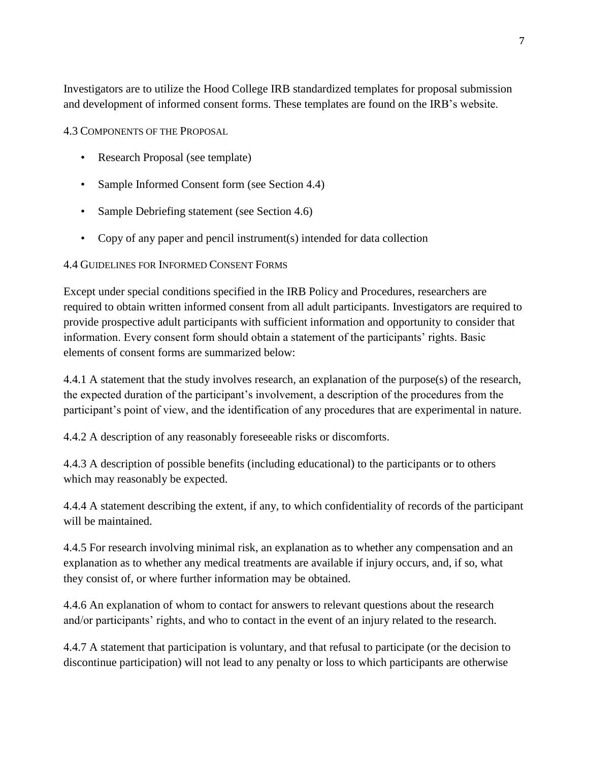Investigators are to utilize the Hood College IRB standardized templates for proposal submission and development of informed consent forms. These templates are found on the IRB's website.

### 4.3 Components of the Proposal

- Research Proposal (see template)
- Sample Informed Consent form (see Section 4.4)
- Sample Debriefing statement (see Section 4.6)
- Copy of any paper and pencil instrument(s) intended for data collection

### 4.4 Guidelines for Informed Consent Forms

Except under special conditions specified in the IRB Policy and Procedures, researchers are required to obtain written informed consent from all adult participants. Investigators are required to provide prospective adult participants with sufficient information and opportunity to consider that information. Every consent form should obtain a statement of the participants' rights. Basic elements of consent forms are summarized below:

4.4.1 A statement that the study involves research, an explanation of the purpose(s) of the research, the expected duration of the participant's involvement, a description of the procedures from the participant's point of view, and the identification of any procedures that are experimental in nature.

4.4.2 A description of any reasonably foreseeable risks or discomforts.

4.4.3 A description of possible benefits (including educational) to the participants or to others which may reasonably be expected.

4.4.4 A statement describing the extent, if any, to which confidentiality of records of the participant will be maintained.

4.4.5 For research involving minimal risk, an explanation as to whether any compensation and an explanation as to whether any medical treatments are available if injury occurs, and, if so, what they consist of, or where further information may be obtained.

4.4.6 An explanation of whom to contact for answers to relevant questions about the research and/or participants' rights, and who to contact in the event of an injury related to the research.

4.4.7 A statement that participation is voluntary, and that refusal to participate (or the decision to discontinue participation) will not lead to any penalty or loss to which participants are otherwise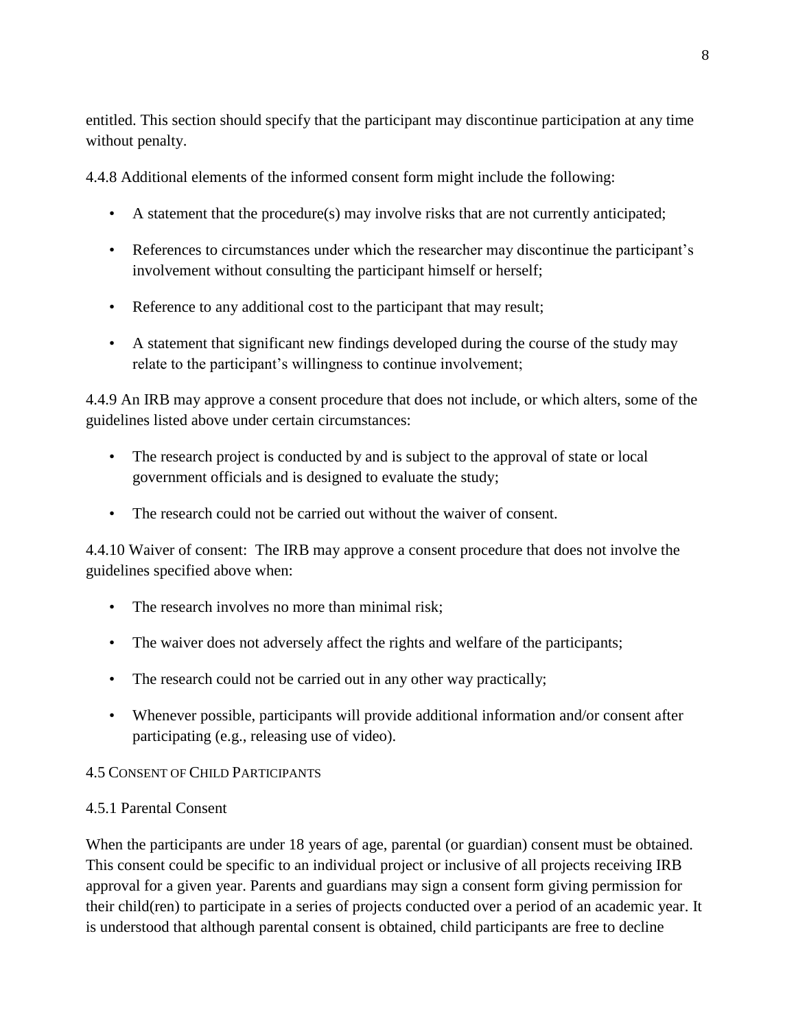entitled. This section should specify that the participant may discontinue participation at any time without penalty.

4.4.8 Additional elements of the informed consent form might include the following:

- A statement that the procedure(s) may involve risks that are not currently anticipated;
- References to circumstances under which the researcher may discontinue the participant's involvement without consulting the participant himself or herself;
- Reference to any additional cost to the participant that may result;
- A statement that significant new findings developed during the course of the study may relate to the participant's willingness to continue involvement;

4.4.9 An IRB may approve a consent procedure that does not include, or which alters, some of the guidelines listed above under certain circumstances:

- The research project is conducted by and is subject to the approval of state or local government officials and is designed to evaluate the study;
- The research could not be carried out without the waiver of consent.

4.4.10 Waiver of consent: The IRB may approve a consent procedure that does not involve the guidelines specified above when:

- The research involves no more than minimal risk;
- The waiver does not adversely affect the rights and welfare of the participants;
- The research could not be carried out in any other way practically;
- Whenever possible, participants will provide additional information and/or consent after participating (e.g., releasing use of video).

### 4.5 Consent of Child Participants

#### 4.5.1 Parental Consent

When the participants are under 18 years of age, parental (or guardian) consent must be obtained. This consent could be specific to an individual project or inclusive of all projects receiving IRB approval for a given year. Parents and guardians may sign a consent form giving permission for their child(ren) to participate in a series of projects conducted over a period of an academic year. It is understood that although parental consent is obtained, child participants are free to decline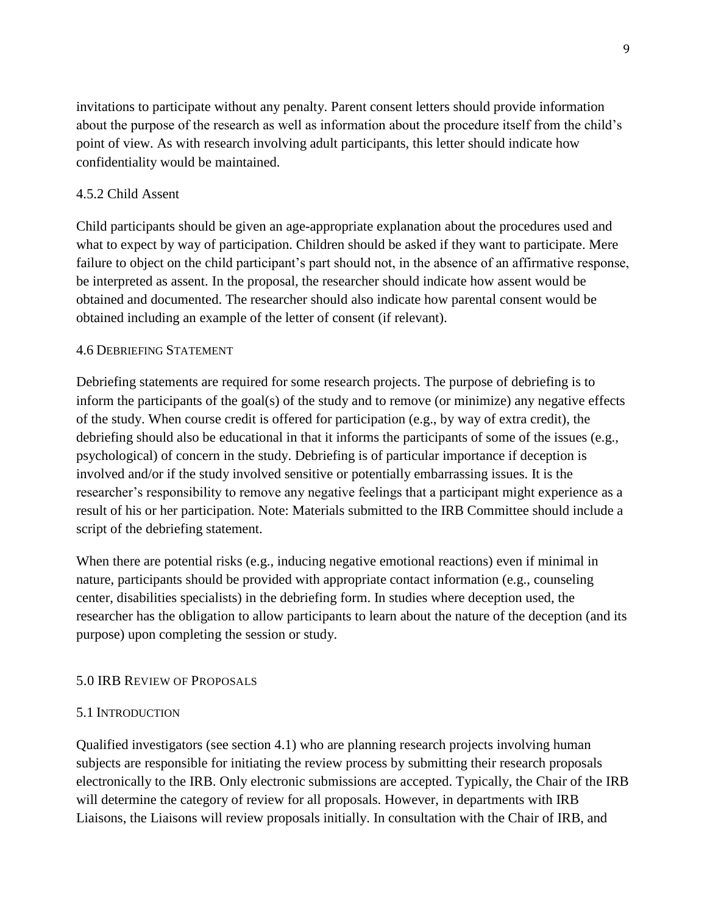invitations to participate without any penalty. Parent consent letters should provide information about the purpose of the research as well as information about the procedure itself from the child's point of view. As with research involving adult participants, this letter should indicate how confidentiality would be maintained.

#### 4.5.2 Child Assent

Child participants should be given an age-appropriate explanation about the procedures used and what to expect by way of participation. Children should be asked if they want to participate. Mere failure to object on the child participant's part should not, in the absence of an affirmative response, be interpreted as assent. In the proposal, the researcher should indicate how assent would be obtained and documented. The researcher should also indicate how parental consent would be obtained including an example of the letter of consent (if relevant).

### 4.6 Debriefing Statement

Debriefing statements are required for some research projects. The purpose of debriefing is to inform the participants of the goal(s) of the study and to remove (or minimize) any negative effects of the study. When course credit is offered for participation (e.g., by way of extra credit), the debriefing should also be educational in that it informs the participants of some of the issues (e.g., psychological) of concern in the study. Debriefing is of particular importance if deception is involved and/or if the study involved sensitive or potentially embarrassing issues. It is the researcher's responsibility to remove any negative feelings that a participant might experience as a result of his or her participation. Note: Materials submitted to the IRB Committee should include a script of the debriefing statement.

When there are potential risks (e.g., inducing negative emotional reactions) even if minimal in nature, participants should be provided with appropriate contact information (e.g., counseling center, disabilities specialists) in the debriefing form. In studies where deception used, the researcher has the obligation to allow participants to learn about the nature of the deception (and its purpose) upon completing the session or study.

## 5.0 IRB Review of Proposals

### 5.1 Introduction

Qualified investigators (see section 4.1) who are planning research projects involving human subjects are responsible for initiating the review process by submitting their research proposals electronically to the IRB. Only electronic submissions are accepted. Typically, the Chair of the IRB will determine the category of review for all proposals. However, in departments with IRB Liaisons, the Liaisons will review proposals initially. In consultation with the Chair of IRB, and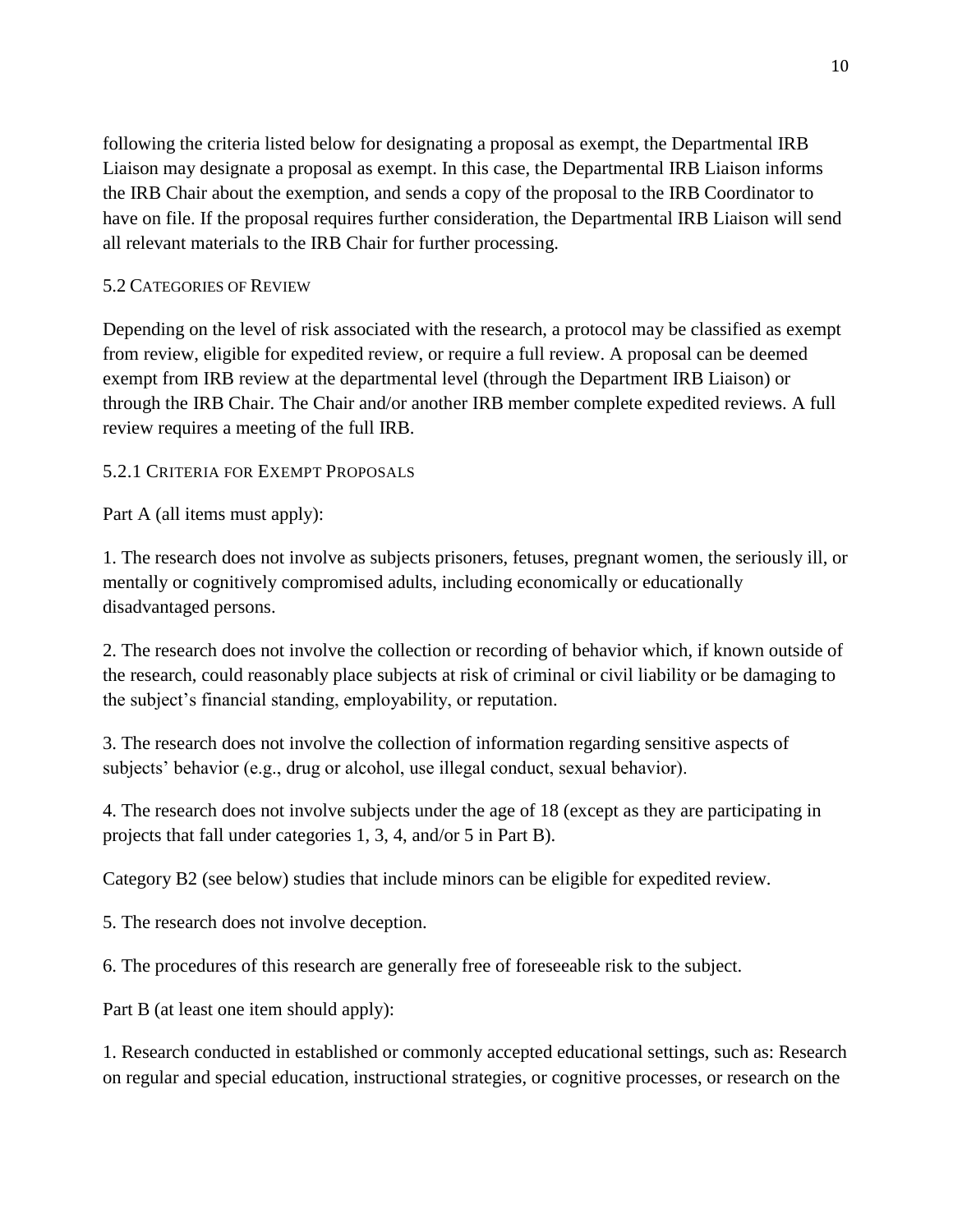following the criteria listed below for designating a proposal as exempt, the Departmental IRB Liaison may designate a proposal as exempt. In this case, the Departmental IRB Liaison informs the IRB Chair about the exemption, and sends a copy of the proposal to the IRB Coordinator to have on file. If the proposal requires further consideration, the Departmental IRB Liaison will send all relevant materials to the IRB Chair for further processing.

### 5.2 Categories of Review

Depending on the level of risk associated with the research, a protocol may be classified as exempt from review, eligible for expedited review, or require a full review. A proposal can be deemed exempt from IRB review at the departmental level (through the Department IRB Liaison) or through the IRB Chair. The Chair and/or another IRB member complete expedited reviews. A full review requires a meeting of the full IRB.

#### 5.2.1 Criteria for Exempt Proposals

Part A (all items must apply):

1. The research does not involve as subjects prisoners, fetuses, pregnant women, the seriously ill, or mentally or cognitively compromised adults, including economically or educationally disadvantaged persons.

2. The research does not involve the collection or recording of behavior which, if known outside of the research, could reasonably place subjects at risk of criminal or civil liability or be damaging to the subject's financial standing, employability, or reputation.

3. The research does not involve the collection of information regarding sensitive aspects of subjects' behavior (e.g., drug or alcohol, use illegal conduct, sexual behavior).

4. The research does not involve subjects under the age of 18 (except as they are participating in projects that fall under categories 1, 3, 4, and/or 5 in Part B).

Category B2 (see below) studies that include minors can be eligible for expedited review.

5. The research does not involve deception.

6. The procedures of this research are generally free of foreseeable risk to the subject.

Part B (at least one item should apply):

1. Research conducted in established or commonly accepted educational settings, such as: Research on regular and special education, instructional strategies, or cognitive processes, or research on the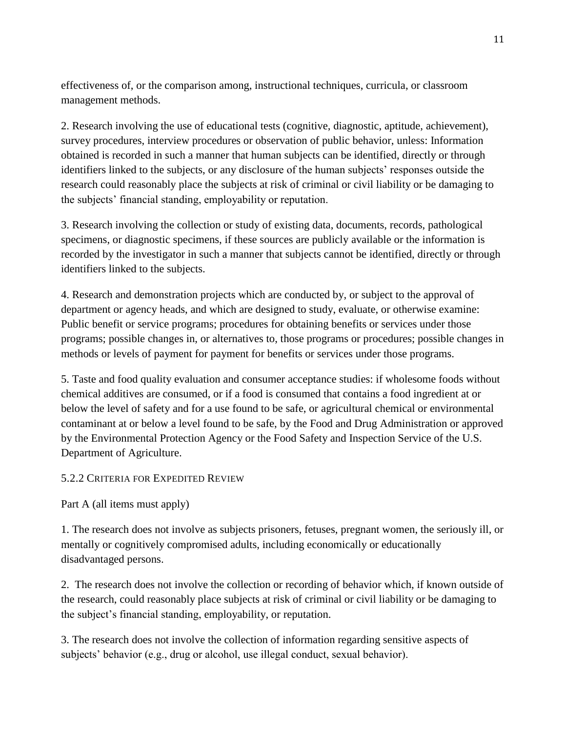effectiveness of, or the comparison among, instructional techniques, curricula, or classroom management methods.

2. Research involving the use of educational tests (cognitive, diagnostic, aptitude, achievement), survey procedures, interview procedures or observation of public behavior, unless: Information obtained is recorded in such a manner that human subjects can be identified, directly or through identifiers linked to the subjects, or any disclosure of the human subjects' responses outside the research could reasonably place the subjects at risk of criminal or civil liability or be damaging to the subjects' financial standing, employability or reputation.

3. Research involving the collection or study of existing data, documents, records, pathological specimens, or diagnostic specimens, if these sources are publicly available or the information is recorded by the investigator in such a manner that subjects cannot be identified, directly or through identifiers linked to the subjects.

4. Research and demonstration projects which are conducted by, or subject to the approval of department or agency heads, and which are designed to study, evaluate, or otherwise examine: Public benefit or service programs; procedures for obtaining benefits or services under those programs; possible changes in, or alternatives to, those programs or procedures; possible changes in methods or levels of payment for payment for benefits or services under those programs.

5. Taste and food quality evaluation and consumer acceptance studies: if wholesome foods without chemical additives are consumed, or if a food is consumed that contains a food ingredient at or below the level of safety and for a use found to be safe, or agricultural chemical or environmental contaminant at or below a level found to be safe, by the Food and Drug Administration or approved by the Environmental Protection Agency or the Food Safety and Inspection Service of the U.S. Department of Agriculture.

### 5.2.2 Criteria for Expedited Review

Part A (all items must apply)

1. The research does not involve as subjects prisoners, fetuses, pregnant women, the seriously ill, or mentally or cognitively compromised adults, including economically or educationally disadvantaged persons.

2. The research does not involve the collection or recording of behavior which, if known outside of the research, could reasonably place subjects at risk of criminal or civil liability or be damaging to the subject's financial standing, employability, or reputation.

3. The research does not involve the collection of information regarding sensitive aspects of subjects' behavior (e.g., drug or alcohol, use illegal conduct, sexual behavior).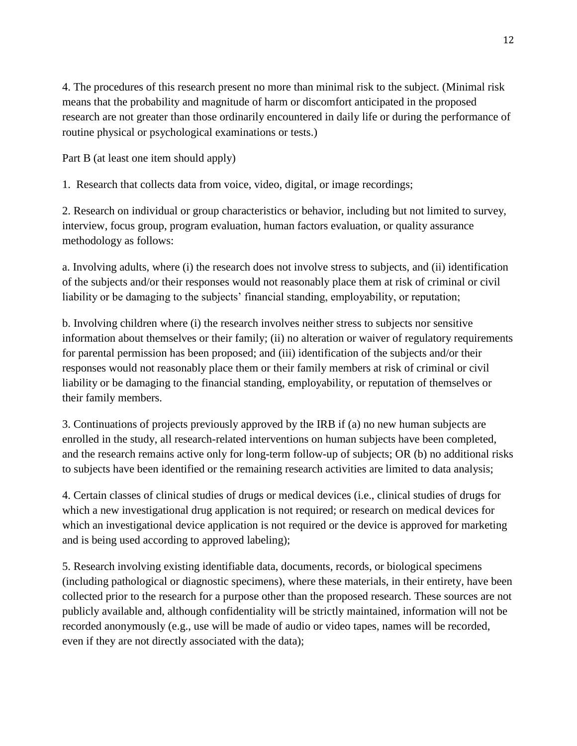4. The procedures of this research present no more than minimal risk to the subject. (Minimal risk means that the probability and magnitude of harm or discomfort anticipated in the proposed research are not greater than those ordinarily encountered in daily life or during the performance of routine physical or psychological examinations or tests.)

Part B (at least one item should apply)

1. Research that collects data from voice, video, digital, or image recordings;

2. Research on individual or group characteristics or behavior, including but not limited to survey, interview, focus group, program evaluation, human factors evaluation, or quality assurance methodology as follows:

a. Involving adults, where (i) the research does not involve stress to subjects, and (ii) identification of the subjects and/or their responses would not reasonably place them at risk of criminal or civil liability or be damaging to the subjects' financial standing, employability, or reputation;

b. Involving children where (i) the research involves neither stress to subjects nor sensitive information about themselves or their family; (ii) no alteration or waiver of regulatory requirements for parental permission has been proposed; and (iii) identification of the subjects and/or their responses would not reasonably place them or their family members at risk of criminal or civil liability or be damaging to the financial standing, employability, or reputation of themselves or their family members.

3. Continuations of projects previously approved by the IRB if (a) no new human subjects are enrolled in the study, all research-related interventions on human subjects have been completed, and the research remains active only for long-term follow-up of subjects; OR (b) no additional risks to subjects have been identified or the remaining research activities are limited to data analysis;

4. Certain classes of clinical studies of drugs or medical devices (i.e., clinical studies of drugs for which a new investigational drug application is not required; or research on medical devices for which an investigational device application is not required or the device is approved for marketing and is being used according to approved labeling);

5. Research involving existing identifiable data, documents, records, or biological specimens (including pathological or diagnostic specimens), where these materials, in their entirety, have been collected prior to the research for a purpose other than the proposed research. These sources are not publicly available and, although confidentiality will be strictly maintained, information will not be recorded anonymously (e.g., use will be made of audio or video tapes, names will be recorded, even if they are not directly associated with the data);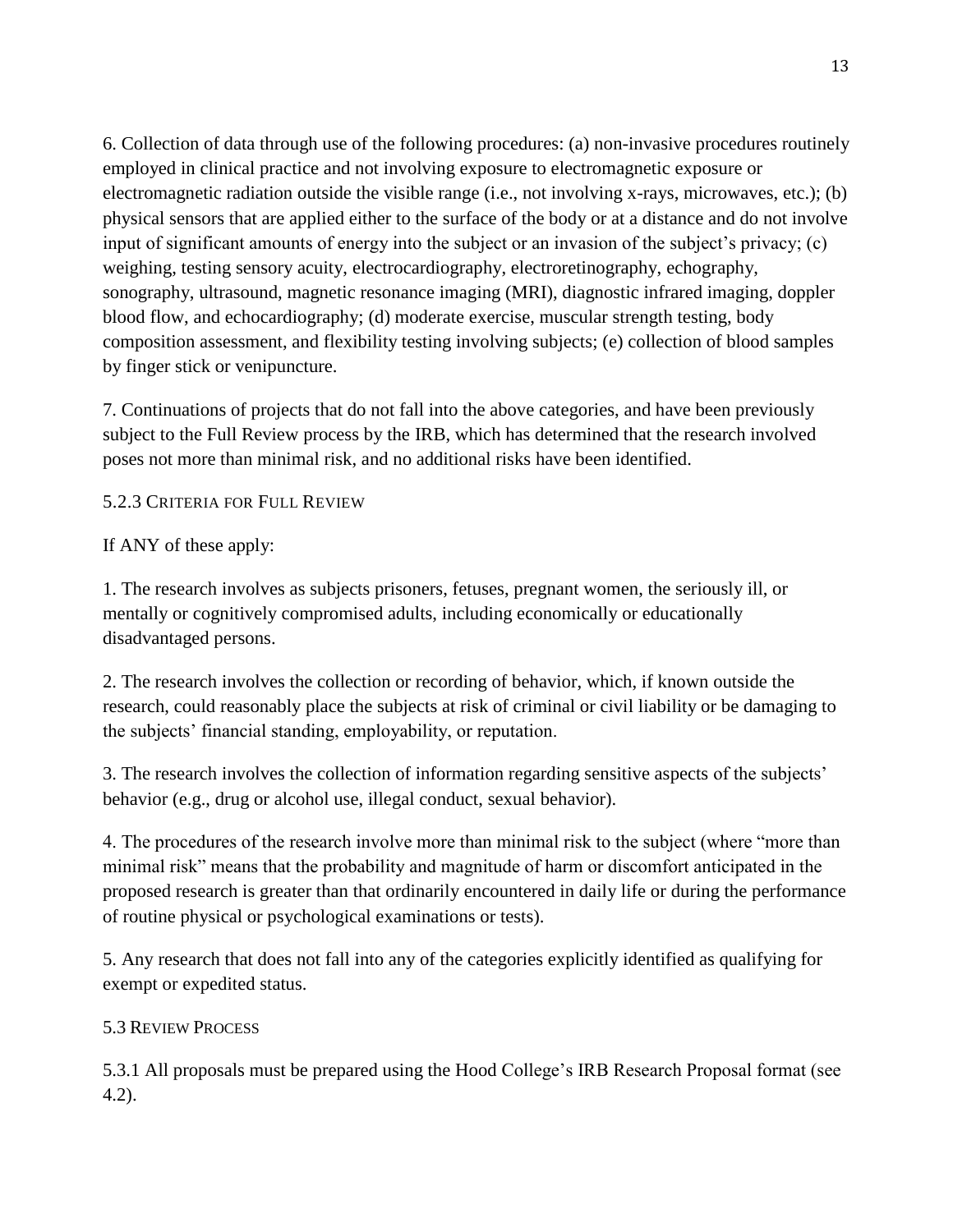6. Collection of data through use of the following procedures: (a) non-invasive procedures routinely employed in clinical practice and not involving exposure to electromagnetic exposure or electromagnetic radiation outside the visible range (i.e., not involving x-rays, microwaves, etc.); (b) physical sensors that are applied either to the surface of the body or at a distance and do not involve input of significant amounts of energy into the subject or an invasion of the subject's privacy; (c) weighing, testing sensory acuity, electrocardiography, electroretinography, echography, sonography, ultrasound, magnetic resonance imaging (MRI), diagnostic infrared imaging, doppler blood flow, and echocardiography; (d) moderate exercise, muscular strength testing, body composition assessment, and flexibility testing involving subjects; (e) collection of blood samples by finger stick or venipuncture.

7. Continuations of projects that do not fall into the above categories, and have been previously subject to the Full Review process by the IRB, which has determined that the research involved poses not more than minimal risk, and no additional risks have been identified.

### 5.2.3 Criteria for Full Review

If ANY of these apply:

1. The research involves as subjects prisoners, fetuses, pregnant women, the seriously ill, or mentally or cognitively compromised adults, including economically or educationally disadvantaged persons.

2. The research involves the collection or recording of behavior, which, if known outside the research, could reasonably place the subjects at risk of criminal or civil liability or be damaging to the subjects' financial standing, employability, or reputation.

3. The research involves the collection of information regarding sensitive aspects of the subjects' behavior (e.g., drug or alcohol use, illegal conduct, sexual behavior).

4. The procedures of the research involve more than minimal risk to the subject (where "more than minimal risk" means that the probability and magnitude of harm or discomfort anticipated in the proposed research is greater than that ordinarily encountered in daily life or during the performance of routine physical or psychological examinations or tests).

5. Any research that does not fall into any of the categories explicitly identified as qualifying for exempt or expedited status.

## 5.3 Review Process

5.3.1 All proposals must be prepared using the Hood College's IRB Research Proposal format (see 4.2).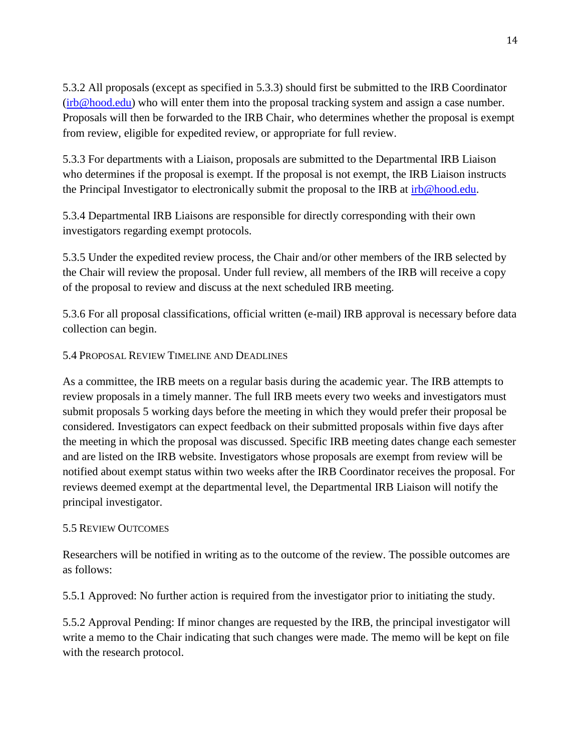5.3.2 All proposals (except as specified in 5.3.3) should first be submitted to the IRB Coordinator (irb@hood.edu) who will enter them into the proposal tracking system and assign a case number. Proposals will then be forwarded to the IRB Chair, who determines whether the proposal is exempt from review, eligible for expedited review, or appropriate for full review.

5.3.3 For departments with a Liaison, proposals are submitted to the Departmental IRB Liaison who determines if the proposal is exempt. If the proposal is not exempt, the IRB Liaison instructs the Principal Investigator to electronically submit the proposal to the IRB at irb@hood.edu.

5.3.4 Departmental IRB Liaisons are responsible for directly corresponding with their own investigators regarding exempt protocols.

5.3.5 Under the expedited review process, the Chair and/or other members of the IRB selected by the Chair will review the proposal. Under full review, all members of the IRB will receive a copy of the proposal to review and discuss at the next scheduled IRB meeting.

5.3.6 For all proposal classifications, official written (e-mail) IRB approval is necessary before data collection can begin.

### 5.4 Proposal Review Timeline and Deadlines

As a committee, the IRB meets on a regular basis during the academic year. The IRB attempts to review proposals in a timely manner. The full IRB meets every two weeks and investigators must submit proposals 5 working days before the meeting in which they would prefer their proposal be considered. Investigators can expect feedback on their submitted proposals within five days after the meeting in which the proposal was discussed. Specific IRB meeting dates change each semester and are listed on the IRB website. Investigators whose proposals are exempt from review will be notified about exempt status within two weeks after the IRB Coordinator receives the proposal. For reviews deemed exempt at the departmental level, the Departmental IRB Liaison will notify the principal investigator.

### 5.5 Review Outcomes

Researchers will be notified in writing as to the outcome of the review. The possible outcomes are as follows:

5.5.1 Approved: No further action is required from the investigator prior to initiating the study.

5.5.2 Approval Pending: If minor changes are requested by the IRB, the principal investigator will write a memo to the Chair indicating that such changes were made. The memo will be kept on file with the research protocol.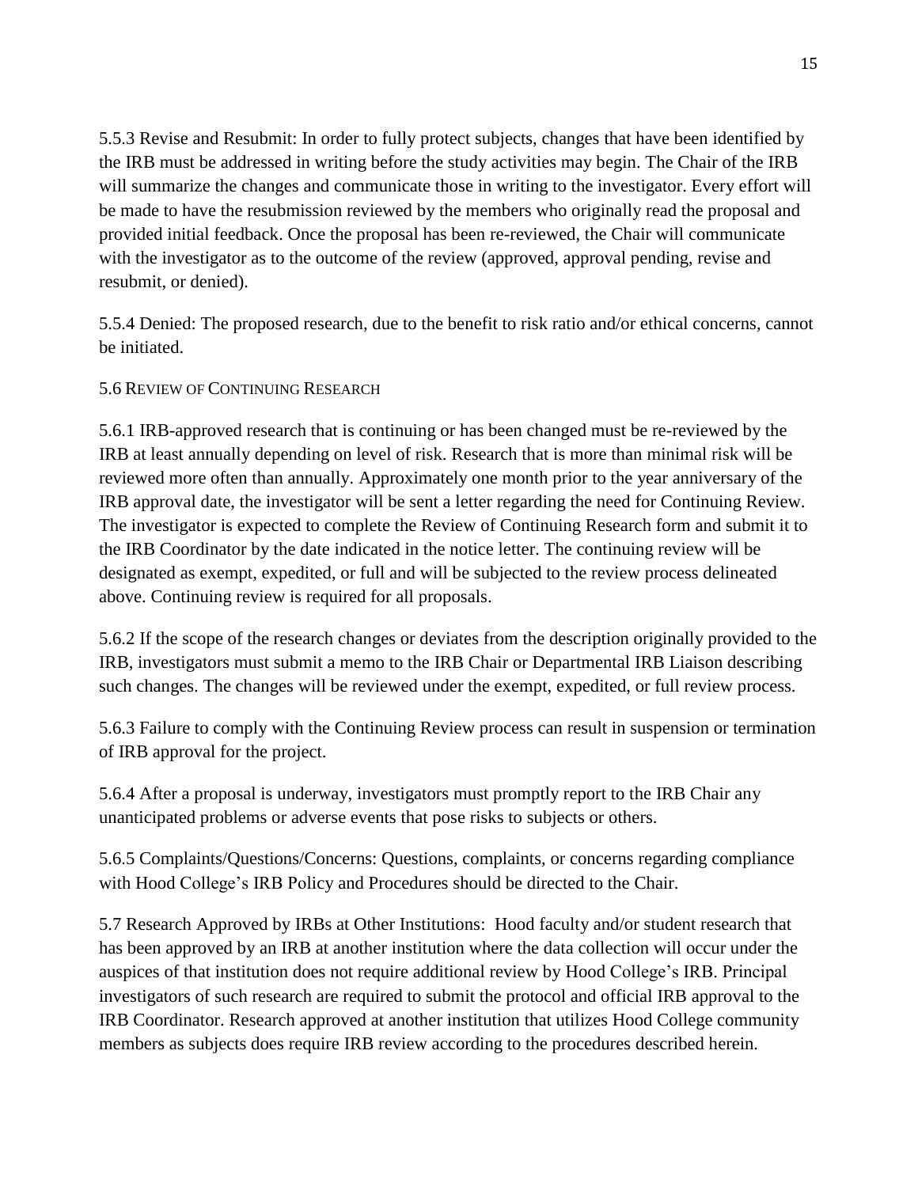5.5.3 Revise and Resubmit: In order to fully protect subjects, changes that have been identified by the IRB must be addressed in writing before the study activities may begin. The Chair of the IRB will summarize the changes and communicate those in writing to the investigator. Every effort will be made to have the resubmission reviewed by the members who originally read the proposal and provided initial feedback. Once the proposal has been re-reviewed, the Chair will communicate with the investigator as to the outcome of the review (approved, approval pending, revise and resubmit, or denied).

5.5.4 Denied: The proposed research, due to the benefit to risk ratio and/or ethical concerns, cannot be initiated.

### 5.6 Review of Continuing Research

5.6.1 IRB-approved research that is continuing or has been changed must be re-reviewed by the IRB at least annually depending on level of risk. Research that is more than minimal risk will be reviewed more often than annually. Approximately one month prior to the year anniversary of the IRB approval date, the investigator will be sent a letter regarding the need for Continuing Review. The investigator is expected to complete the Review of Continuing Research form and submit it to the IRB Coordinator by the date indicated in the notice letter. The continuing review will be designated as exempt, expedited, or full and will be subjected to the review process delineated above. Continuing review is required for all proposals.

5.6.2 If the scope of the research changes or deviates from the description originally provided to the IRB, investigators must submit a memo to the IRB Chair or Departmental IRB Liaison describing such changes. The changes will be reviewed under the exempt, expedited, or full review process.

5.6.3 Failure to comply with the Continuing Review process can result in suspension or termination of IRB approval for the project.

5.6.4 After a proposal is underway, investigators must promptly report to the IRB Chair any unanticipated problems or adverse events that pose risks to subjects or others.

5.6.5 Complaints/Questions/Concerns: Questions, complaints, or concerns regarding compliance with Hood College's IRB Policy and Procedures should be directed to the Chair.

5.7 Research Approved by IRBs at Other Institutions: Hood faculty and/or student research that has been approved by an IRB at another institution where the data collection will occur under the auspices of that institution does not require additional review by Hood College's IRB. Principal investigators of such research are required to submit the protocol and official IRB approval to the IRB Coordinator. Research approved at another institution that utilizes Hood College community members as subjects does require IRB review according to the procedures described herein.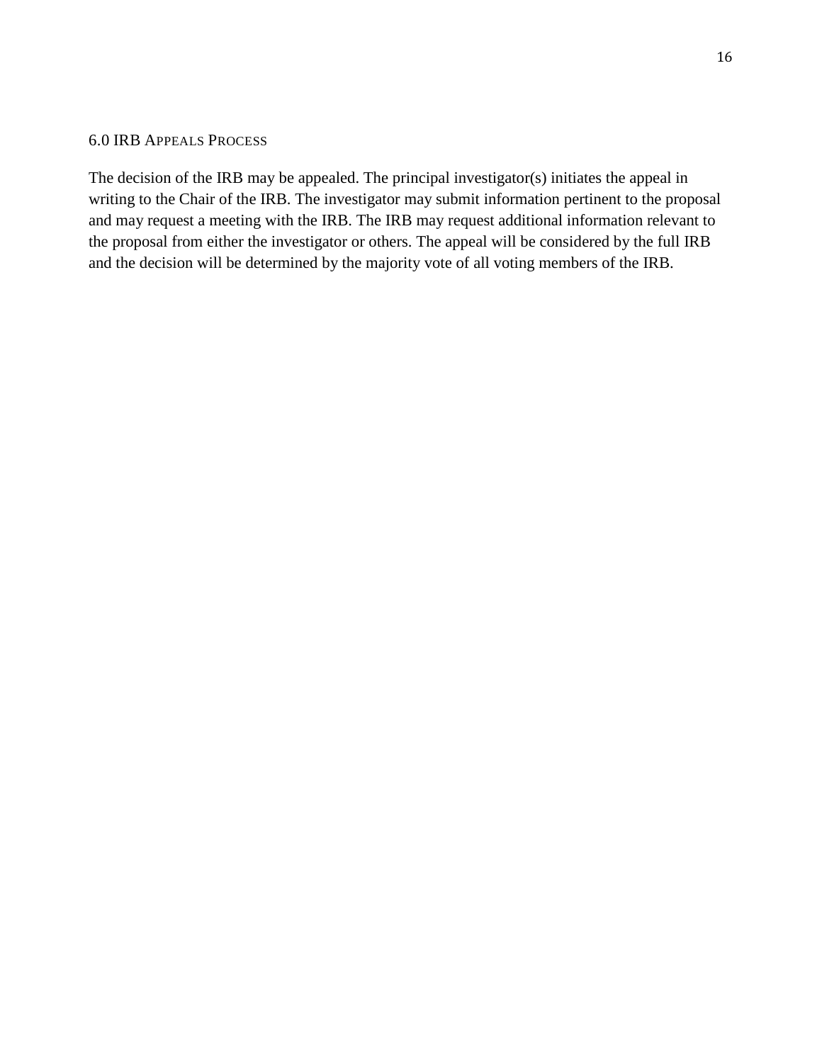## 6.0 IRB Appeals Process

The decision of the IRB may be appealed. The principal investigator(s) initiates the appeal in writing to the Chair of the IRB. The investigator may submit information pertinent to the proposal and may request a meeting with the IRB. The IRB may request additional information relevant to the proposal from either the investigator or others. The appeal will be considered by the full IRB and the decision will be determined by the majority vote of all voting members of the IRB.